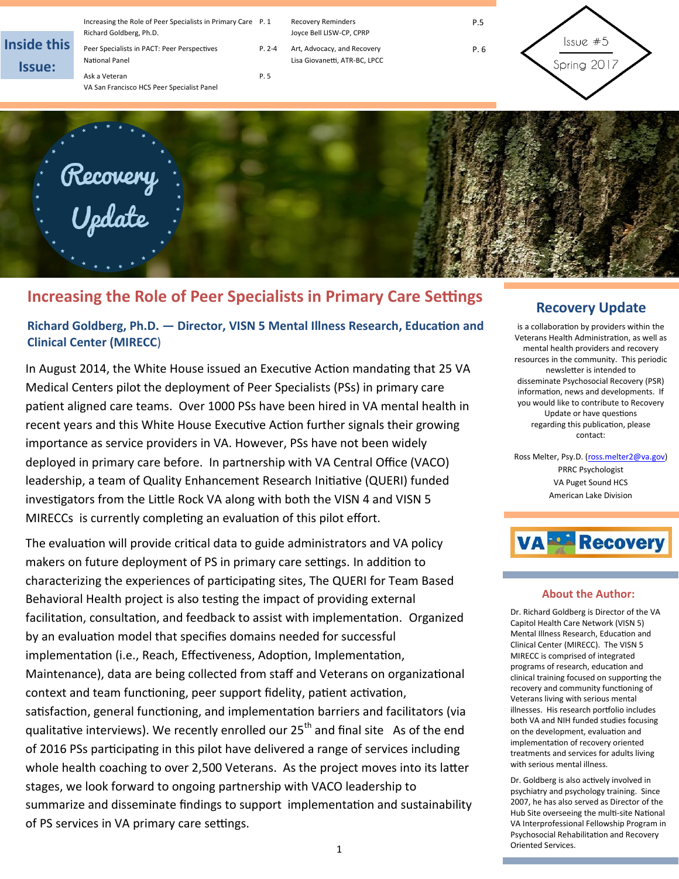**Inside this Issue:**

| | | | |
|---|---|---|---|
| Increasing the Role of Peer Specialists in Primary Care<br>Richard Goldberg, Ph.D. | P. 1 | Recovery Reminders<br>Joyce Bell LISW-CP, CPRP | P.5 |
| Peer Specialists in PACT: Peer Perspectives<br>National Panel | P. 2-4 | Art, Advocacy, and Recovery<br>Lisa Giovanetti, ATR-BC, LPCC | P. 6 |
| Ask a Veteran<br>VA San Francisco HCS Peer Specialist Panel | P. 5 | | |

Issue #5
Spring 2017

# Recovery Update

## Increasing the Role of Peer Specialists in Primary Care Settings

### Richard Goldberg, Ph.D. — Director, VISN 5 Mental Illness Research, Education and Clinical Center (MIRECC)

In August 2014, the White House issued an Executive Action mandating that 25 VA Medical Centers pilot the deployment of Peer Specialists (PSs) in primary care patient aligned care teams. Over 1000 PSs have been hired in VA mental health in recent years and this White House Executive Action further signals their growing importance as service providers in VA. However, PSs have not been widely deployed in primary care before. In partnership with VA Central Office (VACO) leadership, a team of Quality Enhancement Research Initiative (QUERI) funded investigators from the Little Rock VA along with both the VISN 4 and VISN 5 MIRECCs is currently completing an evaluation of this pilot effort.

The evaluation will provide critical data to guide administrators and VA policy makers on future deployment of PS in primary care settings. In addition to characterizing the experiences of participating sites, The QUERI for Team Based Behavioral Health project is also testing the impact of providing external facilitation, consultation, and feedback to assist with implementation. Organized by an evaluation model that specifies domains needed for successful implementation (i.e., Reach, Effectiveness, Adoption, Implementation, Maintenance), data are being collected from staff and Veterans on organizational context and team functioning, peer support fidelity, patient activation, satisfaction, general functioning, and implementation barriers and facilitators (via qualitative interviews). We recently enrolled our 25th and final site As of the end of 2016 PSs participating in this pilot have delivered a range of services including whole health coaching to over 2,500 Veterans. As the project moves into its latter stages, we look forward to ongoing partnership with VACO leadership to summarize and disseminate findings to support implementation and sustainability of PS services in VA primary care settings.

## Recovery Update

is a collaboration by providers within the Veterans Health Administration, as well as mental health providers and recovery resources in the community. This periodic newsletter is intended to disseminate Psychosocial Recovery (PSR) information, news and developments. If you would like to contribute to Recovery Update or have questions regarding this publication, please contact:

Ross Melter, Psy.D. (ross.melter2@va.gov)
PRRC Psychologist
VA Puget Sound HCS
American Lake Division

VA Recovery

### About the Author:

Dr. Richard Goldberg is Director of the VA Capitol Health Care Network (VISN 5) Mental Illness Research, Education and Clinical Center (MIRECC). The VISN 5 MIRECC is comprised of integrated programs of research, education and clinical training focused on supporting the recovery and community functioning of Veterans living with serious mental illnesses. His research portfolio includes both VA and NIH funded studies focusing on the development, evaluation and implementation of recovery oriented treatments and services for adults living with serious mental illness.

Dr. Goldberg is also actively involved in psychiatry and psychology training. Since 2007, he has also served as Director of the Hub Site overseeing the multi-site National VA Interprofessional Fellowship Program in Psychosocial Rehabilitation and Recovery Oriented Services.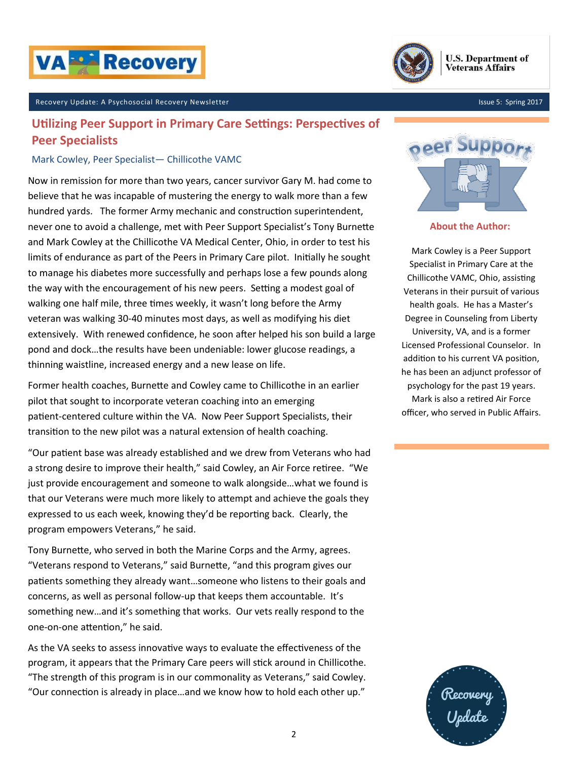## Utilizing Peer Support in Primary Care Settings: Perspectives of Peer Specialists

Mark Cowley, Peer Specialist— Chillicothe VAMC

Now in remission for more than two years, cancer survivor Gary M. had come to believe that he was incapable of mustering the energy to walk more than a few hundred yards. The former Army mechanic and construction superintendent, never one to avoid a challenge, met with Peer Support Specialist's Tony Burnette and Mark Cowley at the Chillicothe VA Medical Center, Ohio, in order to test his limits of endurance as part of the Peers in Primary Care pilot. Initially he sought to manage his diabetes more successfully and perhaps lose a few pounds along the way with the encouragement of his new peers. Setting a modest goal of walking one half mile, three times weekly, it wasn't long before the Army veteran was walking 30-40 minutes most days, as well as modifying his diet extensively. With renewed confidence, he soon after helped his son build a large pond and dock…the results have been undeniable: lower glucose readings, a thinning waistline, increased energy and a new lease on life.

Former health coaches, Burnette and Cowley came to Chillicothe in an earlier pilot that sought to incorporate veteran coaching into an emerging patient-centered culture within the VA. Now Peer Support Specialists, their transition to the new pilot was a natural extension of health coaching.

"Our patient base was already established and we drew from Veterans who had a strong desire to improve their health," said Cowley, an Air Force retiree. "We just provide encouragement and someone to walk alongside…what we found is that our Veterans were much more likely to attempt and achieve the goals they expressed to us each week, knowing they'd be reporting back. Clearly, the program empowers Veterans," he said.

Tony Burnette, who served in both the Marine Corps and the Army, agrees. "Veterans respond to Veterans," said Burnette, "and this program gives our patients something they already want…someone who listens to their goals and concerns, as well as personal follow-up that keeps them accountable. It's something new…and it's something that works. Our vets really respond to the one-on-one attention," he said.

As the VA seeks to assess innovative ways to evaluate the effectiveness of the program, it appears that the Primary Care peers will stick around in Chillicothe. "The strength of this program is in our commonality as Veterans," said Cowley. "Our connection is already in place…and we know how to hold each other up."

### About the Author:

Mark Cowley is a Peer Support Specialist in Primary Care at the Chillicothe VAMC, Ohio, assisting Veterans in their pursuit of various health goals. He has a Master's Degree in Counseling from Liberty University, VA, and is a former Licensed Professional Counselor. In addition to his current VA position, he has been an adjunct professor of psychology for the past 19 years. Mark is also a retired Air Force officer, who served in Public Affairs.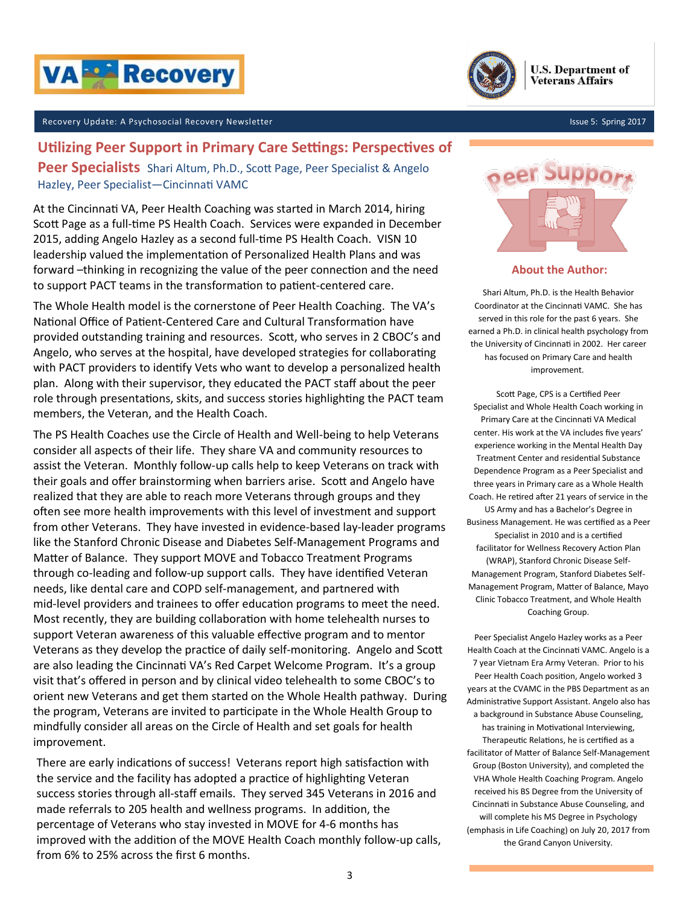## Utilizing Peer Support in Primary Care Settings: Perspectives of Peer Specialists

Shari Altum, Ph.D., Scott Page, Peer Specialist & Angelo Hazley, Peer Specialist—Cincinnati VAMC

At the Cincinnati VA, Peer Health Coaching was started in March 2014, hiring Scott Page as a full-time PS Health Coach. Services were expanded in December 2015, adding Angelo Hazley as a second full-time PS Health Coach. VISN 10 leadership valued the implementation of Personalized Health Plans and was forward –thinking in recognizing the value of the peer connection and the need to support PACT teams in the transformation to patient-centered care.

The Whole Health model is the cornerstone of Peer Health Coaching. The VA's National Office of Patient-Centered Care and Cultural Transformation have provided outstanding training and resources. Scott, who serves in 2 CBOC's and Angelo, who serves at the hospital, have developed strategies for collaborating with PACT providers to identify Vets who want to develop a personalized health plan. Along with their supervisor, they educated the PACT staff about the peer role through presentations, skits, and success stories highlighting the PACT team members, the Veteran, and the Health Coach.

The PS Health Coaches use the Circle of Health and Well-being to help Veterans consider all aspects of their life. They share VA and community resources to assist the Veteran. Monthly follow-up calls help to keep Veterans on track with their goals and offer brainstorming when barriers arise. Scott and Angelo have realized that they are able to reach more Veterans through groups and they often see more health improvements with this level of investment and support from other Veterans. They have invested in evidence-based lay-leader programs like the Stanford Chronic Disease and Diabetes Self-Management Programs and Matter of Balance. They support MOVE and Tobacco Treatment Programs through co-leading and follow-up support calls. They have identified Veteran needs, like dental care and COPD self-management, and partnered with mid-level providers and trainees to offer education programs to meet the need. Most recently, they are building collaboration with home telehealth nurses to support Veteran awareness of this valuable effective program and to mentor Veterans as they develop the practice of daily self-monitoring. Angelo and Scott are also leading the Cincinnati VA's Red Carpet Welcome Program. It's a group visit that's offered in person and by clinical video telehealth to some CBOC's to orient new Veterans and get them started on the Whole Health pathway. During the program, Veterans are invited to participate in the Whole Health Group to mindfully consider all areas on the Circle of Health and set goals for health improvement.

There are early indications of success! Veterans report high satisfaction with the service and the facility has adopted a practice of highlighting Veteran success stories through all-staff emails. They served 345 Veterans in 2016 and made referrals to 205 health and wellness programs. In addition, the percentage of Veterans who stay invested in MOVE for 4-6 months has improved with the addition of the MOVE Health Coach monthly follow-up calls, from 6% to 25% across the first 6 months.

### About the Author:

Shari Altum, Ph.D. is the Health Behavior Coordinator at the Cincinnati VAMC. She has served in this role for the past 6 years. She earned a Ph.D. in clinical health psychology from the University of Cincinnati in 2002. Her career has focused on Primary Care and health improvement.

Scott Page, CPS is a Certified Peer Specialist and Whole Health Coach working in Primary Care at the Cincinnati VA Medical center. His work at the VA includes five years' experience working in the Mental Health Day Treatment Center and residential Substance Dependence Program as a Peer Specialist and three years in Primary care as a Whole Health Coach. He retired after 21 years of service in the US Army and has a Bachelor's Degree in Business Management. He was certified as a Peer Specialist in 2010 and is a certified facilitator for Wellness Recovery Action Plan (WRAP), Stanford Chronic Disease Self-Management Program, Stanford Diabetes Self-Management Program, Matter of Balance, Mayo Clinic Tobacco Treatment, and Whole Health Coaching Group.

Peer Specialist Angelo Hazley works as a Peer Health Coach at the Cincinnati VAMC. Angelo is a 7 year Vietnam Era Army Veteran. Prior to his Peer Health Coach position, Angelo worked 3 years at the CVAMC in the PBS Department as an Administrative Support Assistant. Angelo also has a background in Substance Abuse Counseling, has training in Motivational Interviewing, Therapeutic Relations, he is certified as a facilitator of Matter of Balance Self-Management Group (Boston University), and completed the VHA Whole Health Coaching Program. Angelo received his BS Degree from the University of Cincinnati in Substance Abuse Counseling, and will complete his MS Degree in Psychology (emphasis in Life Coaching) on July 20, 2017 from the Grand Canyon University.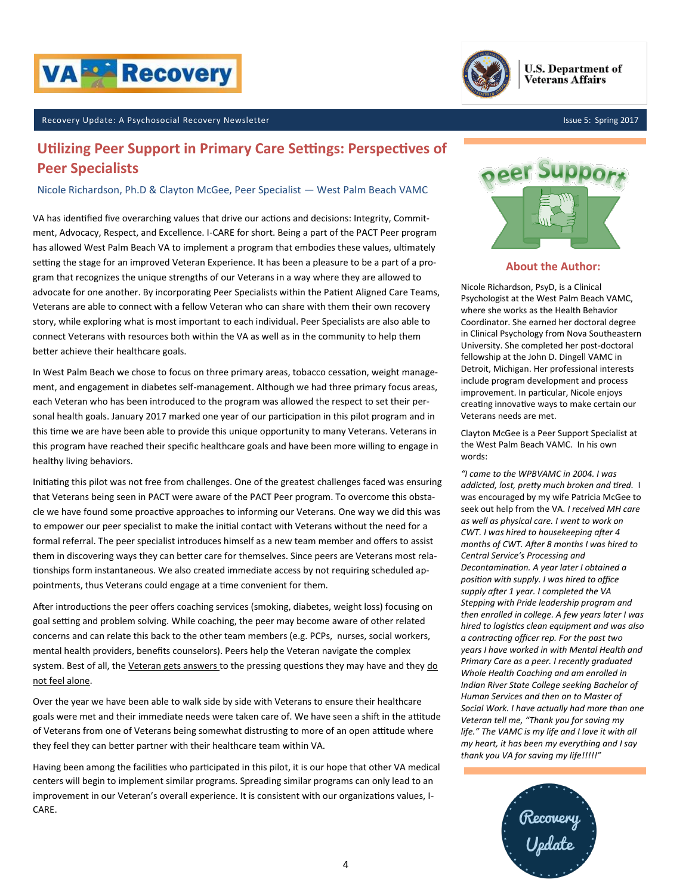# Utilizing Peer Support in Primary Care Settings: Perspectives of Peer Specialists

Nicole Richardson, Ph.D & Clayton McGee, Peer Specialist — West Palm Beach VAMC

VA has identified five overarching values that drive our actions and decisions: Integrity, Commitment, Advocacy, Respect, and Excellence. I-CARE for short. Being a part of the PACT Peer program has allowed West Palm Beach VA to implement a program that embodies these values, ultimately setting the stage for an improved Veteran Experience. It has been a pleasure to be a part of a program that recognizes the unique strengths of our Veterans in a way where they are allowed to advocate for one another. By incorporating Peer Specialists within the Patient Aligned Care Teams, Veterans are able to connect with a fellow Veteran who can share with them their own recovery story, while exploring what is most important to each individual. Peer Specialists are also able to connect Veterans with resources both within the VA as well as in the community to help them better achieve their healthcare goals.

In West Palm Beach we chose to focus on three primary areas, tobacco cessation, weight management, and engagement in diabetes self-management. Although we had three primary focus areas, each Veteran who has been introduced to the program was allowed the respect to set their personal health goals. January 2017 marked one year of our participation in this pilot program and in this time we are have been able to provide this unique opportunity to many Veterans. Veterans in this program have reached their specific healthcare goals and have been more willing to engage in healthy living behaviors.

Initiating this pilot was not free from challenges. One of the greatest challenges faced was ensuring that Veterans being seen in PACT were aware of the PACT Peer program. To overcome this obstacle we have found some proactive approaches to informing our Veterans. One way we did this was to empower our peer specialist to make the initial contact with Veterans without the need for a formal referral. The peer specialist introduces himself as a new team member and offers to assist them in discovering ways they can better care for themselves. Since peers are Veterans most relationships form instantaneous. We also created immediate access by not requiring scheduled appointments, thus Veterans could engage at a time convenient for them.

After introductions the peer offers coaching services (smoking, diabetes, weight loss) focusing on goal setting and problem solving. While coaching, the peer may become aware of other related concerns and can relate this back to the other team members (e.g. PCPs, nurses, social workers, mental health providers, benefits counselors). Peers help the Veteran navigate the complex system. Best of all, the Veteran gets answers to the pressing questions they may have and they do not feel alone.

Over the year we have been able to walk side by side with Veterans to ensure their healthcare goals were met and their immediate needs were taken care of. We have seen a shift in the attitude of Veterans from one of Veterans being somewhat distrusting to more of an open attitude where they feel they can better partner with their healthcare team within VA.

Having been among the facilities who participated in this pilot, it is our hope that other VA medical centers will begin to implement similar programs. Spreading similar programs can only lead to an improvement in our Veteran's overall experience. It is consistent with our organizations values, I-CARE.

## About the Author:

Nicole Richardson, PsyD, is a Clinical Psychologist at the West Palm Beach VAMC, where she works as the Health Behavior Coordinator. She earned her doctoral degree in Clinical Psychology from Nova Southeastern University. She completed her post-doctoral fellowship at the John D. Dingell VAMC in Detroit, Michigan. Her professional interests include program development and process improvement. In particular, Nicole enjoys creating innovative ways to make certain our Veterans needs are met.

Clayton McGee is a Peer Support Specialist at the West Palm Beach VAMC. In his own words:

*"I came to the WPBVAMC in 2004. I was addicted, lost, pretty much broken and tired.* I was encouraged by my wife Patricia McGee to seek out help from the VA. *I received MH care as well as physical care. I went to work on CWT. I was hired to housekeeping after 4 months of CWT. After 8 months I was hired to Central Service's Processing and Decontamination. A year later I obtained a position with supply. I was hired to office supply after 1 year. I completed the VA Stepping with Pride leadership program and then enrolled in college. A few years later I was hired to logistics clean equipment and was also a contracting officer rep. For the past two years I have worked in with Mental Health and Primary Care as a peer. I recently graduated Whole Health Coaching and am enrolled in Indian River State College seeking Bachelor of Human Services and then on to Master of Social Work. I have actually had more than one Veteran tell me, "Thank you for saving my life." The VAMC is my life and I love it with all my heart, it has been my everything and I say thank you VA for saving my life!!!!!"*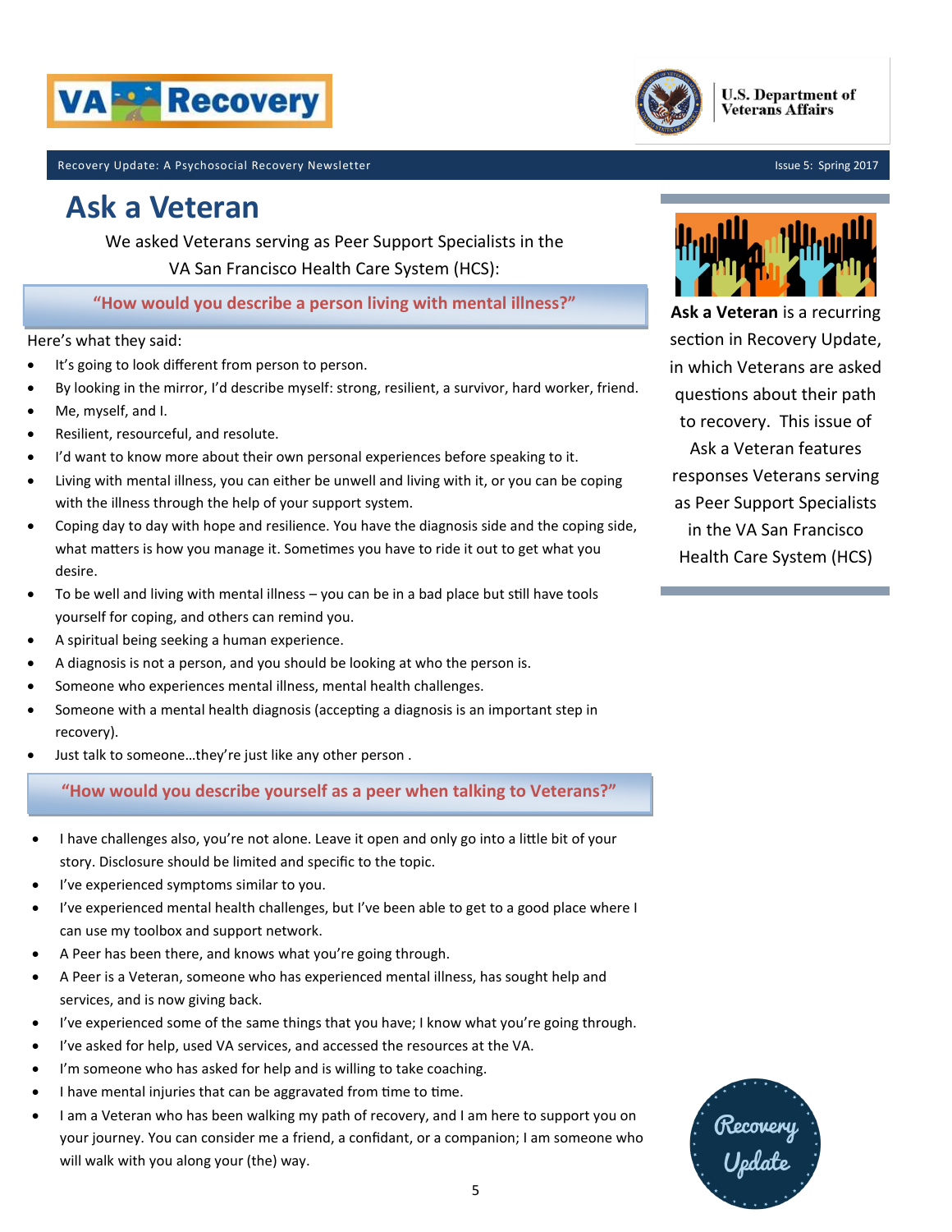# Ask a Veteran

We asked Veterans serving as Peer Support Specialists in the VA San Francisco Health Care System (HCS):

### "How would you describe a person living with mental illness?"

Here's what they said:

- It's going to look different from person to person.
- By looking in the mirror, I'd describe myself: strong, resilient, a survivor, hard worker, friend.
- Me, myself, and I.
- Resilient, resourceful, and resolute.
- I'd want to know more about their own personal experiences before speaking to it.
- Living with mental illness, you can either be unwell and living with it, or you can be coping with the illness through the help of your support system.
- Coping day to day with hope and resilience. You have the diagnosis side and the coping side, what matters is how you manage it. Sometimes you have to ride it out to get what you desire.
- To be well and living with mental illness – you can be in a bad place but still have tools yourself for coping, and others can remind you.
- A spiritual being seeking a human experience.
- A diagnosis is not a person, and you should be looking at who the person is.
- Someone who experiences mental illness, mental health challenges.
- Someone with a mental health diagnosis (accepting a diagnosis is an important step in recovery).
- Just talk to someone…they're just like any other person .

### "How would you describe yourself as a peer when talking to Veterans?"

- I have challenges also, you're not alone. Leave it open and only go into a little bit of your story. Disclosure should be limited and specific to the topic.
- I've experienced symptoms similar to you.
- I've experienced mental health challenges, but I've been able to get to a good place where I can use my toolbox and support network.
- A Peer has been there, and knows what you're going through.
- A Peer is a Veteran, someone who has experienced mental illness, has sought help and services, and is now giving back.
- I've experienced some of the same things that you have; I know what you're going through.
- I've asked for help, used VA services, and accessed the resources at the VA.
- I'm someone who has asked for help and is willing to take coaching.
- I have mental injuries that can be aggravated from time to time.
- I am a Veteran who has been walking my path of recovery, and I am here to support you on your journey. You can consider me a friend, a confidant, or a companion; I am someone who will walk with you along your (the) way.

**Ask a Veteran** is a recurring section in Recovery Update, in which Veterans are asked questions about their path to recovery. This issue of Ask a Veteran features responses Veterans serving as Peer Support Specialists in the VA San Francisco Health Care System (HCS)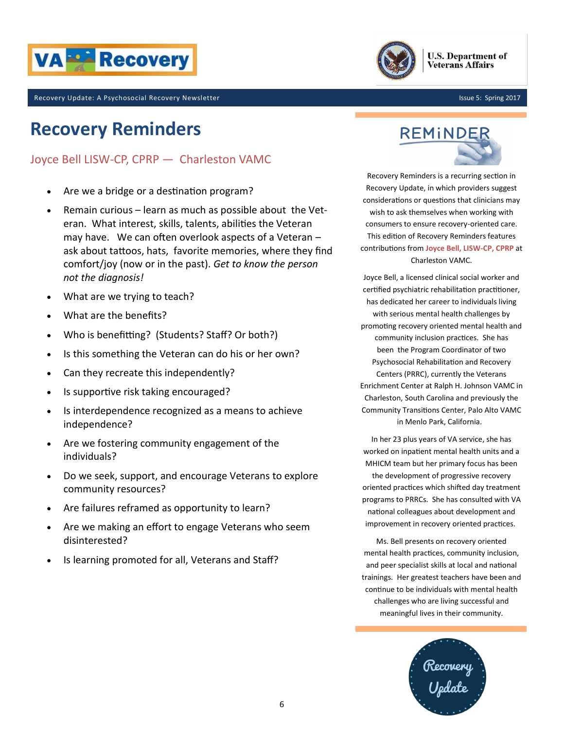# Recovery Reminders

## Joyce Bell LISW-CP, CPRP — Charleston VAMC

- Are we a bridge or a destination program?
- Remain curious – learn as much as possible about the Veteran. What interest, skills, talents, abilities the Veteran may have. We can often overlook aspects of a Veteran – ask about tattoos, hats, favorite memories, where they find comfort/joy (now or in the past). *Get to know the person not the diagnosis!*
- What are we trying to teach?
- What are the benefits?
- Who is benefitting? (Students? Staff? Or both?)
- Is this something the Veteran can do his or her own?
- Can they recreate this independently?
- Is supportive risk taking encouraged?
- Is interdependence recognized as a means to achieve independence?
- Are we fostering community engagement of the individuals?
- Do we seek, support, and encourage Veterans to explore community resources?
- Are failures reframed as opportunity to learn?
- Are we making an effort to engage Veterans who seem disinterested?
- Is learning promoted for all, Veterans and Staff?

REMiNDER

Recovery Reminders is a recurring section in Recovery Update, in which providers suggest considerations or questions that clinicians may wish to ask themselves when working with consumers to ensure recovery-oriented care. This edition of Recovery Reminders features contributions from **Joyce Bell, LISW-CP, CPRP** at Charleston VAMC.

Joyce Bell, a licensed clinical social worker and certified psychiatric rehabilitation practitioner, has dedicated her career to individuals living with serious mental health challenges by promoting recovery oriented mental health and community inclusion practices. She has been the Program Coordinator of two Psychosocial Rehabilitation and Recovery Centers (PRRC), currently the Veterans Enrichment Center at Ralph H. Johnson VAMC in Charleston, South Carolina and previously the Community Transitions Center, Palo Alto VAMC in Menlo Park, California.

In her 23 plus years of VA service, she has worked on inpatient mental health units and a MHICM team but her primary focus has been the development of progressive recovery oriented practices which shifted day treatment programs to PRRCs. She has consulted with VA national colleagues about development and improvement in recovery oriented practices.

Ms. Bell presents on recovery oriented mental health practices, community inclusion, and peer specialist skills at local and national trainings. Her greatest teachers have been and continue to be individuals with mental health challenges who are living successful and meaningful lives in their community.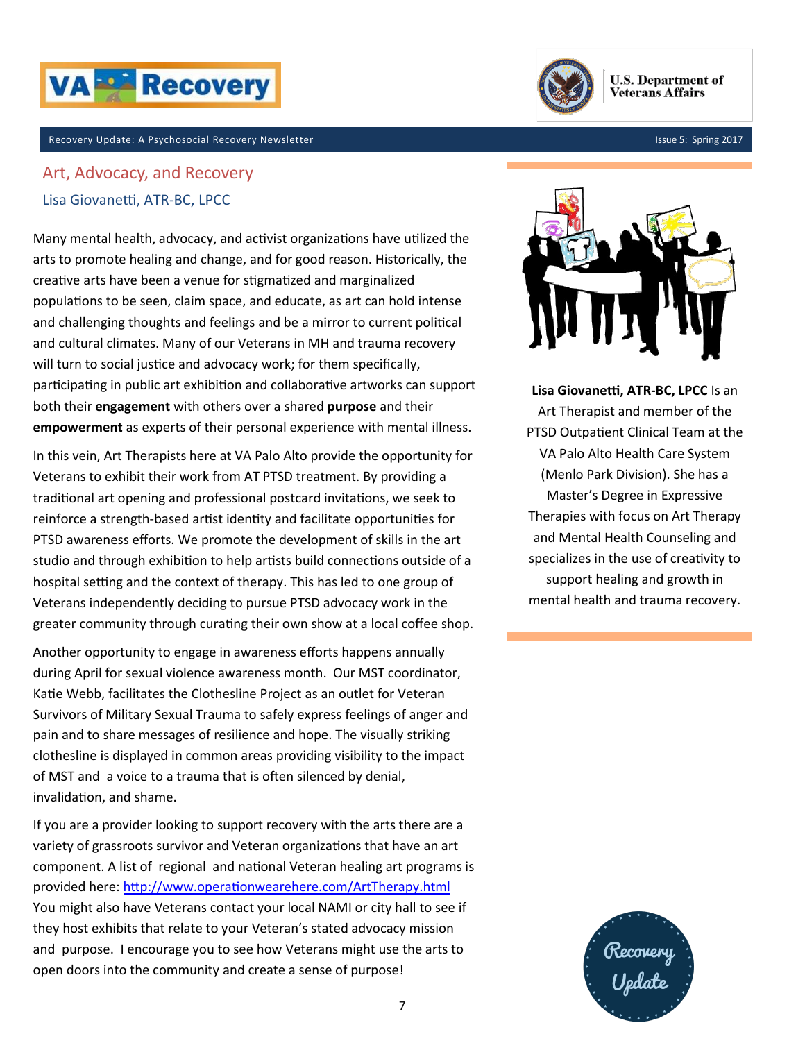## Art, Advocacy, and Recovery

### Lisa Giovanetti, ATR-BC, LPCC

Many mental health, advocacy, and activist organizations have utilized the arts to promote healing and change, and for good reason. Historically, the creative arts have been a venue for stigmatized and marginalized populations to be seen, claim space, and educate, as art can hold intense and challenging thoughts and feelings and be a mirror to current political and cultural climates. Many of our Veterans in MH and trauma recovery will turn to social justice and advocacy work; for them specifically, participating in public art exhibition and collaborative artworks can support both their **engagement** with others over a shared **purpose** and their **empowerment** as experts of their personal experience with mental illness.

In this vein, Art Therapists here at VA Palo Alto provide the opportunity for Veterans to exhibit their work from AT PTSD treatment. By providing a traditional art opening and professional postcard invitations, we seek to reinforce a strength-based artist identity and facilitate opportunities for PTSD awareness efforts. We promote the development of skills in the art studio and through exhibition to help artists build connections outside of a hospital setting and the context of therapy. This has led to one group of Veterans independently deciding to pursue PTSD advocacy work in the greater community through curating their own show at a local coffee shop.

Another opportunity to engage in awareness efforts happens annually during April for sexual violence awareness month. Our MST coordinator, Katie Webb, facilitates the Clothesline Project as an outlet for Veteran Survivors of Military Sexual Trauma to safely express feelings of anger and pain and to share messages of resilience and hope. The visually striking clothesline is displayed in common areas providing visibility to the impact of MST and a voice to a trauma that is often silenced by denial, invalidation, and shame.

If you are a provider looking to support recovery with the arts there are a variety of grassroots survivor and Veteran organizations that have an art component. A list of regional and national Veteran healing art programs is provided here: http://www.operationwearehere.com/ArtTherapy.html You might also have Veterans contact your local NAMI or city hall to see if they host exhibits that relate to your Veteran's stated advocacy mission and purpose. I encourage you to see how Veterans might use the arts to open doors into the community and create a sense of purpose!

**Lisa Giovanetti, ATR-BC, LPCC** Is an Art Therapist and member of the PTSD Outpatient Clinical Team at the VA Palo Alto Health Care System (Menlo Park Division). She has a Master's Degree in Expressive Therapies with focus on Art Therapy and Mental Health Counseling and specializes in the use of creativity to support healing and growth in mental health and trauma recovery.